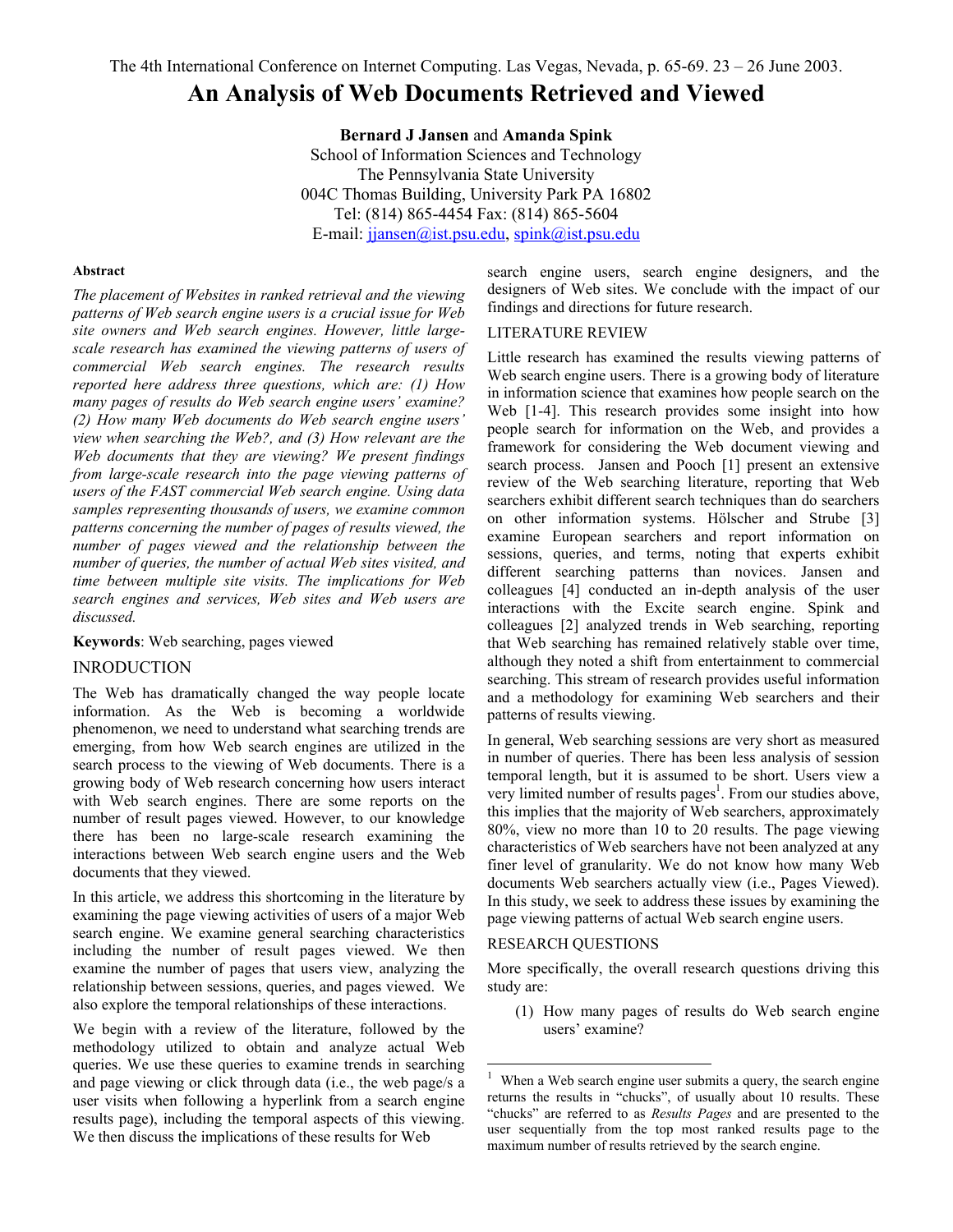The 4th International Conference on Internet Computing. Las Vegas, Nevada, p. 65-69. 23 – 26 June 2003.

# An Analysis of Web Documents Retrieved and Viewed

**Bernard J Jansen** and **Amanda Spink**
School of Information Sciences and Technology
The Pennsylvania State University
004C Thomas Building, University Park PA 16802
Tel: (814) 865-4454 Fax: (814) 865-5604
E-mail: jjansen@ist.psu.edu, spink@ist.psu.edu

#### Abstract

*The placement of Websites in ranked retrieval and the viewing patterns of Web search engine users is a crucial issue for Web site owners and Web search engines. However, little large-scale research has examined the viewing patterns of users of commercial Web search engines. The research results reported here address three questions, which are: (1) How many pages of results do Web search engine users' examine? (2) How many Web documents do Web search engine users' view when searching the Web?, and (3) How relevant are the Web documents that they are viewing? We present findings from large-scale research into the page viewing patterns of users of the FAST commercial Web search engine. Using data samples representing thousands of users, we examine common patterns concerning the number of pages of results viewed, the number of pages viewed and the relationship between the number of queries, the number of actual Web sites visited, and time between multiple site visits. The implications for Web search engines and services, Web sites and Web users are discussed.*

**Keywords**: Web searching, pages viewed

## INRODUCTION

The Web has dramatically changed the way people locate information. As the Web is becoming a worldwide phenomenon, we need to understand what searching trends are emerging, from how Web search engines are utilized in the search process to the viewing of Web documents. There is a growing body of Web research concerning how users interact with Web search engines. There are some reports on the number of result pages viewed. However, to our knowledge there has been no large-scale research examining the interactions between Web search engine users and the Web documents that they viewed.

In this article, we address this shortcoming in the literature by examining the page viewing activities of users of a major Web search engine. We examine general searching characteristics including the number of result pages viewed. We then examine the number of pages that users view, analyzing the relationship between sessions, queries, and pages viewed. We also explore the temporal relationships of these interactions.

We begin with a review of the literature, followed by the methodology utilized to obtain and analyze actual Web queries. We use these queries to examine trends in searching and page viewing or click through data (i.e., the web page/s a user visits when following a hyperlink from a search engine results page), including the temporal aspects of this viewing. We then discuss the implications of these results for Web search engine users, search engine designers, and the designers of Web sites. We conclude with the impact of our findings and directions for future research.

## LITERATURE REVIEW

Little research has examined the results viewing patterns of Web search engine users. There is a growing body of literature in information science that examines how people search on the Web [1-4]. This research provides some insight into how people search for information on the Web, and provides a framework for considering the Web document viewing and search process. Jansen and Pooch [1] present an extensive review of the Web searching literature, reporting that Web searchers exhibit different search techniques than do searchers on other information systems. Hölscher and Strube [3] examine European searchers and report information on sessions, queries, and terms, noting that experts exhibit different searching patterns than novices. Jansen and colleagues [4] conducted an in-depth analysis of the user interactions with the Excite search engine. Spink and colleagues [2] analyzed trends in Web searching, reporting that Web searching has remained relatively stable over time, although they noted a shift from entertainment to commercial searching. This stream of research provides useful information and a methodology for examining Web searchers and their patterns of results viewing.

In general, Web searching sessions are very short as measured in number of queries. There has been less analysis of session temporal length, but it is assumed to be short. Users view a very limited number of results pages[1]. From our studies above, this implies that the majority of Web searchers, approximately 80%, view no more than 10 to 20 results. The page viewing characteristics of Web searchers have not been analyzed at any finer level of granularity. We do not know how many Web documents Web searchers actually view (i.e., Pages Viewed). In this study, we seek to address these issues by examining the page viewing patterns of actual Web search engine users.

## RESEARCH QUESTIONS

More specifically, the overall research questions driving this study are:

(1) How many pages of results do Web search engine users' examine?

---

[1] When a Web search engine user submits a query, the search engine returns the results in "chucks", of usually about 10 results. These "chucks" are referred to as *Results Pages* and are presented to the user sequentially from the top most ranked results page to the maximum number of results retrieved by the search engine.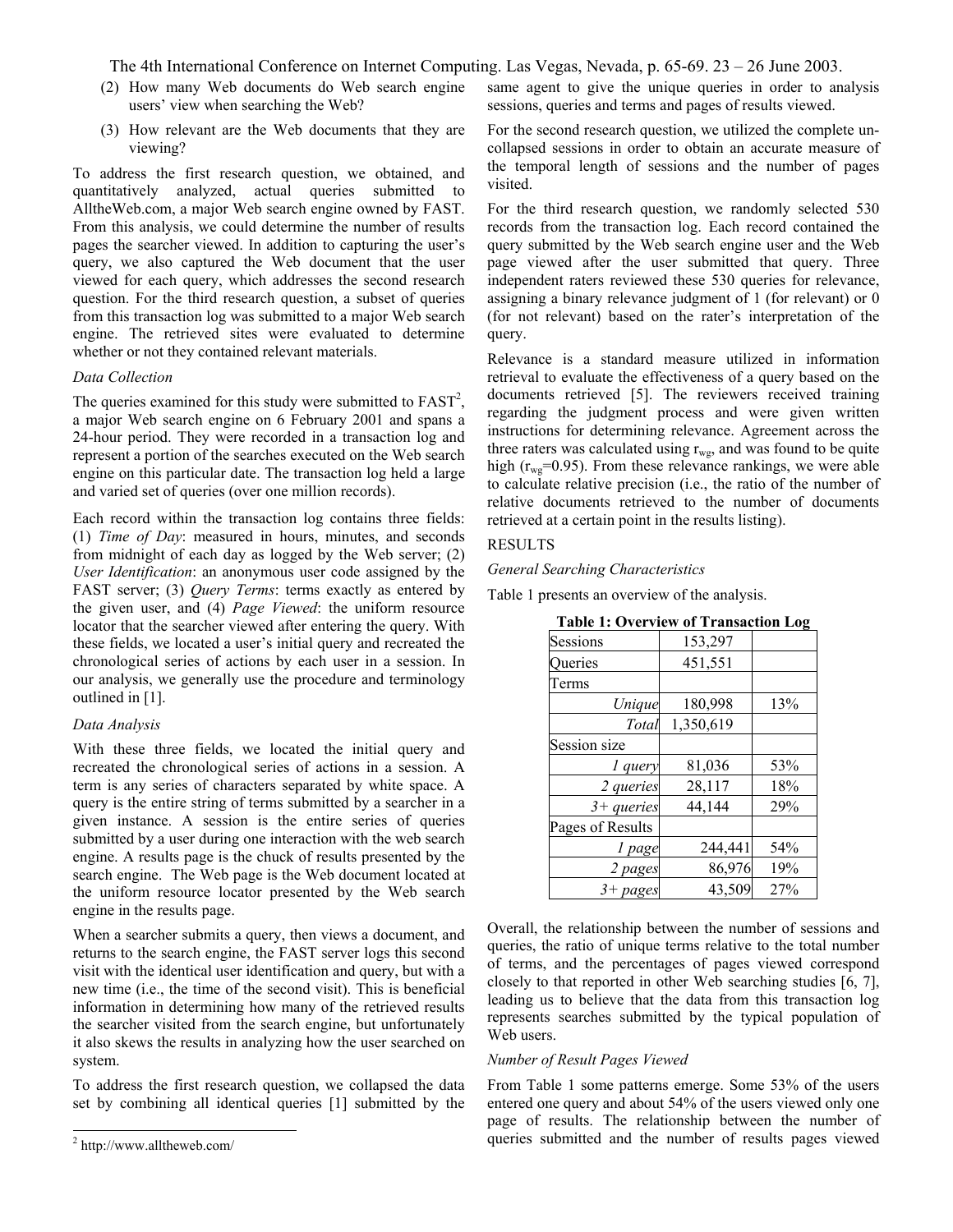(2) How many Web documents do Web search engine users' view when searching the Web?

(3) How relevant are the Web documents that they are viewing?

To address the first research question, we obtained, and quantitatively analyzed, actual queries submitted to AlltheWeb.com, a major Web search engine owned by FAST. From this analysis, we could determine the number of results pages the searcher viewed. In addition to capturing the user's query, we also captured the Web document that the user viewed for each query, which addresses the second research question. For the third research question, a subset of queries from this transaction log was submitted to a major Web search engine. The retrieved sites were evaluated to determine whether or not they contained relevant materials.

*Data Collection*

The queries examined for this study were submitted to FAST[2], a major Web search engine on 6 February 2001 and spans a 24-hour period. They were recorded in a transaction log and represent a portion of the searches executed on the Web search engine on this particular date. The transaction log held a large and varied set of queries (over one million records).

Each record within the transaction log contains three fields: (1) *Time of Day*: measured in hours, minutes, and seconds from midnight of each day as logged by the Web server; (2) *User Identification*: an anonymous user code assigned by the FAST server; (3) *Query Terms*: terms exactly as entered by the given user, and (4) *Page Viewed*: the uniform resource locator that the searcher viewed after entering the query. With these fields, we located a user's initial query and recreated the chronological series of actions by each user in a session. In our analysis, we generally use the procedure and terminology outlined in [1].

*Data Analysis*

With these three fields, we located the initial query and recreated the chronological series of actions in a session. A term is any series of characters separated by white space. A query is the entire string of terms submitted by a searcher in a given instance. A session is the entire series of queries submitted by a user during one interaction with the web search engine. A results page is the chuck of results presented by the search engine. The Web page is the Web document located at the uniform resource locator presented by the Web search engine in the results page.

When a searcher submits a query, then views a document, and returns to the search engine, the FAST server logs this second visit with the identical user identification and query, but with a new time (i.e., the time of the second visit). This is beneficial information in determining how many of the retrieved results the searcher visited from the search engine, but unfortunately it also skews the results in analyzing how the user searched on system.

To address the first research question, we collapsed the data set by combining all identical queries [1] submitted by the same agent to give the unique queries in order to analysis sessions, queries and terms and pages of results viewed.

For the second research question, we utilized the complete un-collapsed sessions in order to obtain an accurate measure of the temporal length of sessions and the number of pages visited.

For the third research question, we randomly selected 530 records from the transaction log. Each record contained the query submitted by the Web search engine user and the Web page viewed after the user submitted that query. Three independent raters reviewed these 530 queries for relevance, assigning a binary relevance judgment of 1 (for relevant) or 0 (for not relevant) based on the rater's interpretation of the query.

Relevance is a standard measure utilized in information retrieval to evaluate the effectiveness of a query based on the documents retrieved [5]. The reviewers received training regarding the judgment process and were given written instructions for determining relevance. Agreement across the three raters was calculated using $r_{wg}$, and was found to be quite high ($r_{wg}$=0.95). From these relevance rankings, we were able to calculate relative precision (i.e., the ratio of the number of relative documents retrieved to the number of documents retrieved at a certain point in the results listing).

RESULTS

*General Searching Characteristics*

Table 1 presents an overview of the analysis.

**Table 1: Overview of Transaction Log**

| | | |
|---|---|---|
| Sessions | 153,297 | |
| Queries | 451,551 | |
| Terms | | |
| *Unique* | 180,998 | 13% |
| *Total* | 1,350,619 | |
| Session size | | |
| *1 query* | 81,036 | 53% |
| *2 queries* | 28,117 | 18% |
| *3+ queries* | 44,144 | 29% |
| Pages of Results | | |
| *1 page* | 244,441 | 54% |
| *2 pages* | 86,976 | 19% |
| *3+ pages* | 43,509 | 27% |

Overall, the relationship between the number of sessions and queries, the ratio of unique terms relative to the total number of terms, and the percentages of pages viewed correspond closely to that reported in other Web searching studies [6, 7], leading us to believe that the data from this transaction log represents searches submitted by the typical population of Web users.

*Number of Result Pages Viewed*

From Table 1 some patterns emerge. Some 53% of the users entered one query and about 54% of the users viewed only one page of results. The relationship between the number of queries submitted and the number of results pages viewed

[2] http://www.alltheweb.com/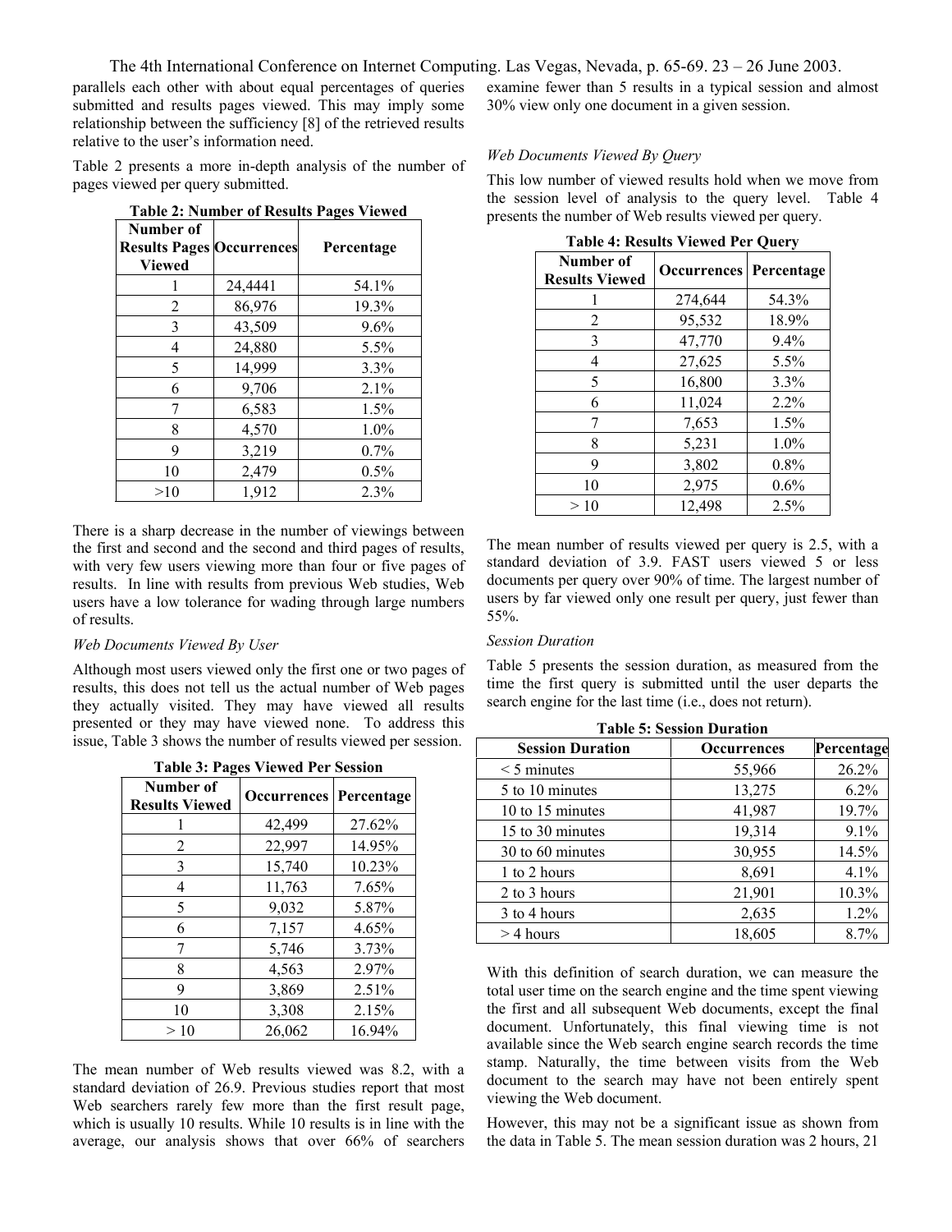parallels each other with about equal percentages of queries submitted and results pages viewed. This may imply some relationship between the sufficiency [8] of the retrieved results relative to the user's information need.

Table 2 presents a more in-depth analysis of the number of pages viewed per query submitted.

**Table 2: Number of Results Pages Viewed**

| Number of Results Pages Viewed | Occurrences | Percentage |
|---|---|---|
| 1 | 24,4441 | 54.1% |
| 2 | 86,976 | 19.3% |
| 3 | 43,509 | 9.6% |
| 4 | 24,880 | 5.5% |
| 5 | 14,999 | 3.3% |
| 6 | 9,706 | 2.1% |
| 7 | 6,583 | 1.5% |
| 8 | 4,570 | 1.0% |
| 9 | 3,219 | 0.7% |
| 10 | 2,479 | 0.5% |
| >10 | 1,912 | 2.3% |

There is a sharp decrease in the number of viewings between the first and second and the second and third pages of results, with very few users viewing more than four or five pages of results. In line with results from previous Web studies, Web users have a low tolerance for wading through large numbers of results.

*Web Documents Viewed By User*

Although most users viewed only the first one or two pages of results, this does not tell us the actual number of Web pages they actually visited. They may have viewed all results presented or they may have viewed none. To address this issue, Table 3 shows the number of results viewed per session.

**Table 3: Pages Viewed Per Session**

| Number of Results Viewed | Occurrences | Percentage |
|---|---|---|
| 1 | 42,499 | 27.62% |
| 2 | 22,997 | 14.95% |
| 3 | 15,740 | 10.23% |
| 4 | 11,763 | 7.65% |
| 5 | 9,032 | 5.87% |
| 6 | 7,157 | 4.65% |
| 7 | 5,746 | 3.73% |
| 8 | 4,563 | 2.97% |
| 9 | 3,869 | 2.51% |
| 10 | 3,308 | 2.15% |
| > 10 | 26,062 | 16.94% |

The mean number of Web results viewed was 8.2, with a standard deviation of 26.9. Previous studies report that most Web searchers rarely few more than the first result page, which is usually 10 results. While 10 results is in line with the average, our analysis shows that over 66% of searchers examine fewer than 5 results in a typical session and almost 30% view only one document in a given session.

*Web Documents Viewed By Query*

This low number of viewed results hold when we move from the session level of analysis to the query level. Table 4 presents the number of Web results viewed per query.

**Table 4: Results Viewed Per Query**

| Number of Results Viewed | Occurrences | Percentage |
|---|---|---|
| 1 | 274,644 | 54.3% |
| 2 | 95,532 | 18.9% |
| 3 | 47,770 | 9.4% |
| 4 | 27,625 | 5.5% |
| 5 | 16,800 | 3.3% |
| 6 | 11,024 | 2.2% |
| 7 | 7,653 | 1.5% |
| 8 | 5,231 | 1.0% |
| 9 | 3,802 | 0.8% |
| 10 | 2,975 | 0.6% |
| > 10 | 12,498 | 2.5% |

The mean number of results viewed per query is 2.5, with a standard deviation of 3.9. FAST users viewed 5 or less documents per query over 90% of time. The largest number of users by far viewed only one result per query, just fewer than 55%.

*Session Duration*

Table 5 presents the session duration, as measured from the time the first query is submitted until the user departs the search engine for the last time (i.e., does not return).

**Table 5: Session Duration**

| Session Duration | Occurrences | Percentage |
|---|---|---|
| < 5 minutes | 55,966 | 26.2% |
| 5 to 10 minutes | 13,275 | 6.2% |
| 10 to 15 minutes | 41,987 | 19.7% |
| 15 to 30 minutes | 19,314 | 9.1% |
| 30 to 60 minutes | 30,955 | 14.5% |
| 1 to 2 hours | 8,691 | 4.1% |
| 2 to 3 hours | 21,901 | 10.3% |
| 3 to 4 hours | 2,635 | 1.2% |
| > 4 hours | 18,605 | 8.7% |

With this definition of search duration, we can measure the total user time on the search engine and the time spent viewing the first and all subsequent Web documents, except the final document. Unfortunately, this final viewing time is not available since the Web search engine search records the time stamp. Naturally, the time between visits from the Web document to the search may have not been entirely spent viewing the Web document.

However, this may not be a significant issue as shown from the data in Table 5. The mean session duration was 2 hours, 21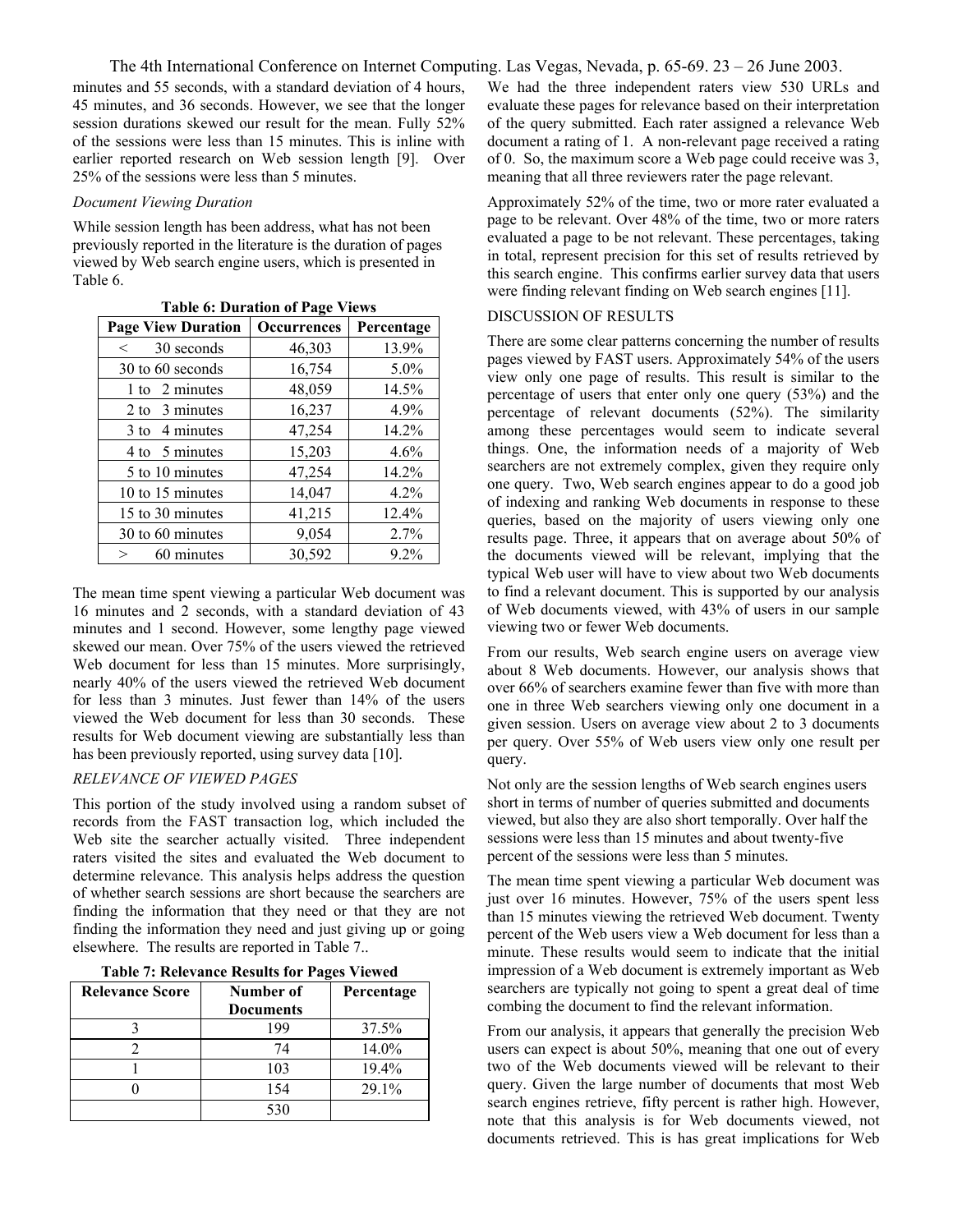minutes and 55 seconds, with a standard deviation of 4 hours, 45 minutes, and 36 seconds. However, we see that the longer session durations skewed our result for the mean. Fully 52% of the sessions were less than 15 minutes. This is inline with earlier reported research on Web session length [9]. Over 25% of the sessions were less than 5 minutes.

*Document Viewing Duration*

While session length has been address, what has not been previously reported in the literature is the duration of pages viewed by Web search engine users, which is presented in Table 6.

**Table 6: Duration of Page Views**

| Page View Duration | Occurrences | Percentage |
|---|---|---|
| < 30 seconds | 46,303 | 13.9% |
| 30 to 60 seconds | 16,754 | 5.0% |
| 1 to 2 minutes | 48,059 | 14.5% |
| 2 to 3 minutes | 16,237 | 4.9% |
| 3 to 4 minutes | 47,254 | 14.2% |
| 4 to 5 minutes | 15,203 | 4.6% |
| 5 to 10 minutes | 47,254 | 14.2% |
| 10 to 15 minutes | 14,047 | 4.2% |
| 15 to 30 minutes | 41,215 | 12.4% |
| 30 to 60 minutes | 9,054 | 2.7% |
| > 60 minutes | 30,592 | 9.2% |

The mean time spent viewing a particular Web document was 16 minutes and 2 seconds, with a standard deviation of 43 minutes and 1 second. However, some lengthy page viewed skewed our mean. Over 75% of the users viewed the retrieved Web document for less than 15 minutes. More surprisingly, nearly 40% of the users viewed the retrieved Web document for less than 3 minutes. Just fewer than 14% of the users viewed the Web document for less than 30 seconds. These results for Web document viewing are substantially less than has been previously reported, using survey data [10].

*RELEVANCE OF VIEWED PAGES*

This portion of the study involved using a random subset of records from the FAST transaction log, which included the Web site the searcher actually visited. Three independent raters visited the sites and evaluated the Web document to determine relevance. This analysis helps address the question of whether search sessions are short because the searchers are finding the information that they need or that they are not finding the information they need and just giving up or going elsewhere. The results are reported in Table 7..

**Table 7: Relevance Results for Pages Viewed**

| Relevance Score | Number of Documents | Percentage |
|---|---|---|
| 3 | 199 | 37.5% |
| 2 | 74 | 14.0% |
| 1 | 103 | 19.4% |
| 0 | 154 | 29.1% |
| | 530 | |

We had the three independent raters view 530 URLs and evaluate these pages for relevance based on their interpretation of the query submitted. Each rater assigned a relevance Web document a rating of 1. A non-relevant page received a rating of 0. So, the maximum score a Web page could receive was 3, meaning that all three reviewers rater the page relevant.

Approximately 52% of the time, two or more rater evaluated a page to be relevant. Over 48% of the time, two or more raters evaluated a page to be not relevant. These percentages, taking in total, represent precision for this set of results retrieved by this search engine. This confirms earlier survey data that users were finding relevant finding on Web search engines [11].

## DISCUSSION OF RESULTS

There are some clear patterns concerning the number of results pages viewed by FAST users. Approximately 54% of the users view only one page of results. This result is similar to the percentage of users that enter only one query (53%) and the percentage of relevant documents (52%). The similarity among these percentages would seem to indicate several things. One, the information needs of a majority of Web searchers are not extremely complex, given they require only one query. Two, Web search engines appear to do a good job of indexing and ranking Web documents in response to these queries, based on the majority of users viewing only one results page. Three, it appears that on average about 50% of the documents viewed will be relevant, implying that the typical Web user will have to view about two Web documents to find a relevant document. This is supported by our analysis of Web documents viewed, with 43% of users in our sample viewing two or fewer Web documents.

From our results, Web search engine users on average view about 8 Web documents. However, our analysis shows that over 66% of searchers examine fewer than five with more than one in three Web searchers viewing only one document in a given session. Users on average view about 2 to 3 documents per query. Over 55% of Web users view only one result per query.

Not only are the session lengths of Web search engines users short in terms of number of queries submitted and documents viewed, but also they are also short temporally. Over half the sessions were less than 15 minutes and about twenty-five percent of the sessions were less than 5 minutes.

The mean time spent viewing a particular Web document was just over 16 minutes. However, 75% of the users spent less than 15 minutes viewing the retrieved Web document. Twenty percent of the Web users view a Web document for less than a minute. These results would seem to indicate that the initial impression of a Web document is extremely important as Web searchers are typically not going to spent a great deal of time combing the document to find the relevant information.

From our analysis, it appears that generally the precision Web users can expect is about 50%, meaning that one out of every two of the Web documents viewed will be relevant to their query. Given the large number of documents that most Web search engines retrieve, fifty percent is rather high. However, note that this analysis is for Web documents viewed, not documents retrieved. This is has great implications for Web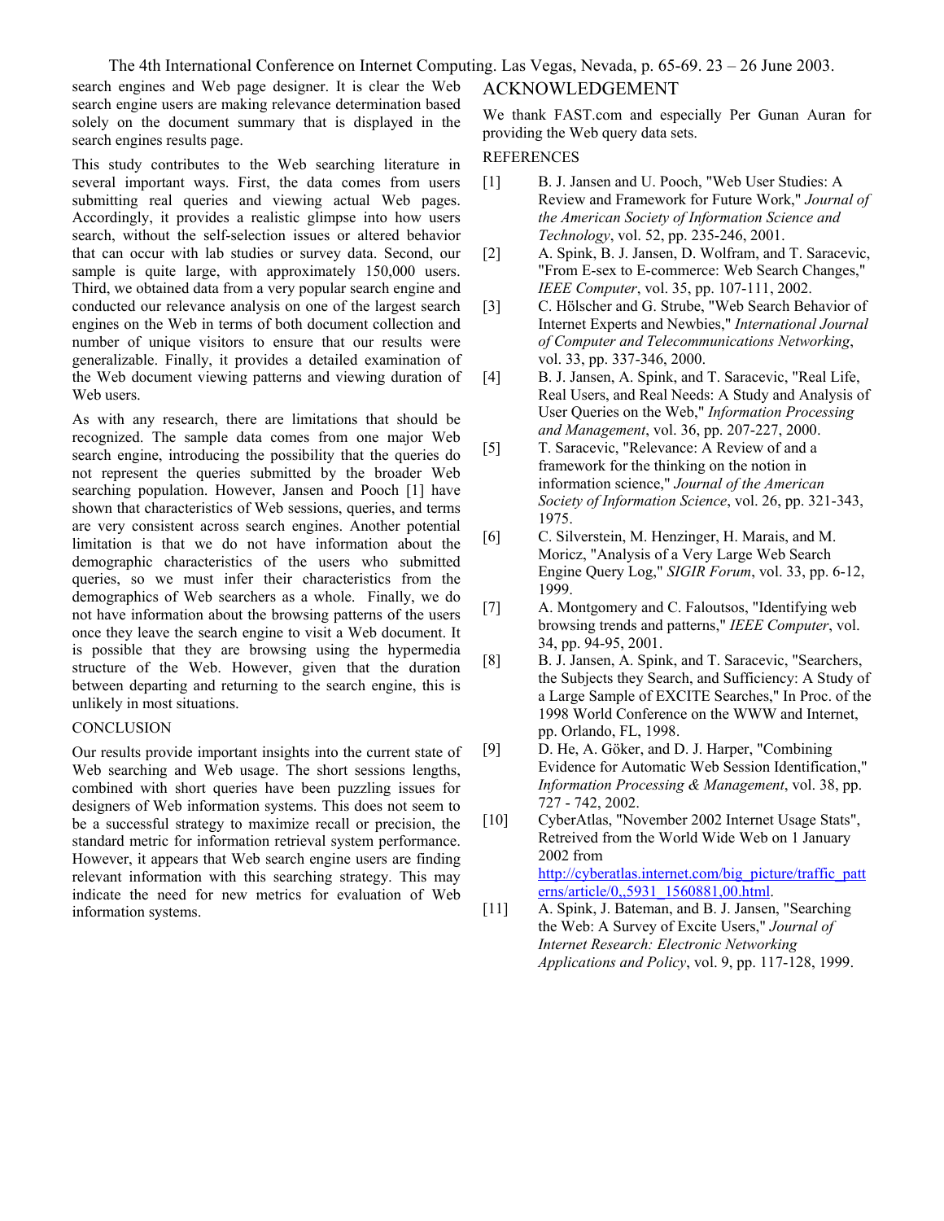search engines and Web page designer. It is clear the Web search engine users are making relevance determination based solely on the document summary that is displayed in the search engines results page.

This study contributes to the Web searching literature in several important ways. First, the data comes from users submitting real queries and viewing actual Web pages. Accordingly, it provides a realistic glimpse into how users search, without the self-selection issues or altered behavior that can occur with lab studies or survey data. Second, our sample is quite large, with approximately 150,000 users. Third, we obtained data from a very popular search engine and conducted our relevance analysis on one of the largest search engines on the Web in terms of both document collection and number of unique visitors to ensure that our results were generalizable. Finally, it provides a detailed examination of the Web document viewing patterns and viewing duration of Web users.

As with any research, there are limitations that should be recognized. The sample data comes from one major Web search engine, introducing the possibility that the queries do not represent the queries submitted by the broader Web searching population. However, Jansen and Pooch [1] have shown that characteristics of Web sessions, queries, and terms are very consistent across search engines. Another potential limitation is that we do not have information about the demographic characteristics of the users who submitted queries, so we must infer their characteristics from the demographics of Web searchers as a whole. Finally, we do not have information about the browsing patterns of the users once they leave the search engine to visit a Web document. It is possible that they are browsing using the hypermedia structure of the Web. However, given that the duration between departing and returning to the search engine, this is unlikely in most situations.

## CONCLUSION

Our results provide important insights into the current state of Web searching and Web usage. The short sessions lengths, combined with short queries have been puzzling issues for designers of Web information systems. This does not seem to be a successful strategy to maximize recall or precision, the standard metric for information retrieval system performance. However, it appears that Web search engine users are finding relevant information with this searching strategy. This may indicate the need for new metrics for evaluation of Web information systems.

## ACKNOWLEDGEMENT

We thank FAST.com and especially Per Gunan Auran for providing the Web query data sets.

## REFERENCES

[1] B. J. Jansen and U. Pooch, "Web User Studies: A Review and Framework for Future Work," *Journal of the American Society of Information Science and Technology*, vol. 52, pp. 235-246, 2001.

[2] A. Spink, B. J. Jansen, D. Wolfram, and T. Saracevic, "From E-sex to E-commerce: Web Search Changes," *IEEE Computer*, vol. 35, pp. 107-111, 2002.

[3] C. Hölscher and G. Strube, "Web Search Behavior of Internet Experts and Newbies," *International Journal of Computer and Telecommunications Networking*, vol. 33, pp. 337-346, 2000.

[4] B. J. Jansen, A. Spink, and T. Saracevic, "Real Life, Real Users, and Real Needs: A Study and Analysis of User Queries on the Web," *Information Processing and Management*, vol. 36, pp. 207-227, 2000.

[5] T. Saracevic, "Relevance: A Review of and a framework for the thinking on the notion in information science," *Journal of the American Society of Information Science*, vol. 26, pp. 321-343, 1975.

[6] C. Silverstein, M. Henzinger, H. Marais, and M. Moricz, "Analysis of a Very Large Web Search Engine Query Log," *SIGIR Forum*, vol. 33, pp. 6-12, 1999.

[7] A. Montgomery and C. Faloutsos, "Identifying web browsing trends and patterns," *IEEE Computer*, vol. 34, pp. 94-95, 2001.

[8] B. J. Jansen, A. Spink, and T. Saracevic, "Searchers, the Subjects they Search, and Sufficiency: A Study of a Large Sample of EXCITE Searches," In Proc. of the 1998 World Conference on the WWW and Internet, pp. Orlando, FL, 1998.

[9] D. He, A. Göker, and D. J. Harper, "Combining Evidence for Automatic Web Session Identification," *Information Processing & Management*, vol. 38, pp. 727 - 742, 2002.

[10] CyberAtlas, "November 2002 Internet Usage Stats", Retreived from the World Wide Web on 1 January 2002 from http://cyberatlas.internet.com/big_picture/traffic_patterns/article/0,,5931_1560881,00.html.

[11] A. Spink, J. Bateman, and B. J. Jansen, "Searching the Web: A Survey of Excite Users," *Journal of Internet Research: Electronic Networking Applications and Policy*, vol. 9, pp. 117-128, 1999.